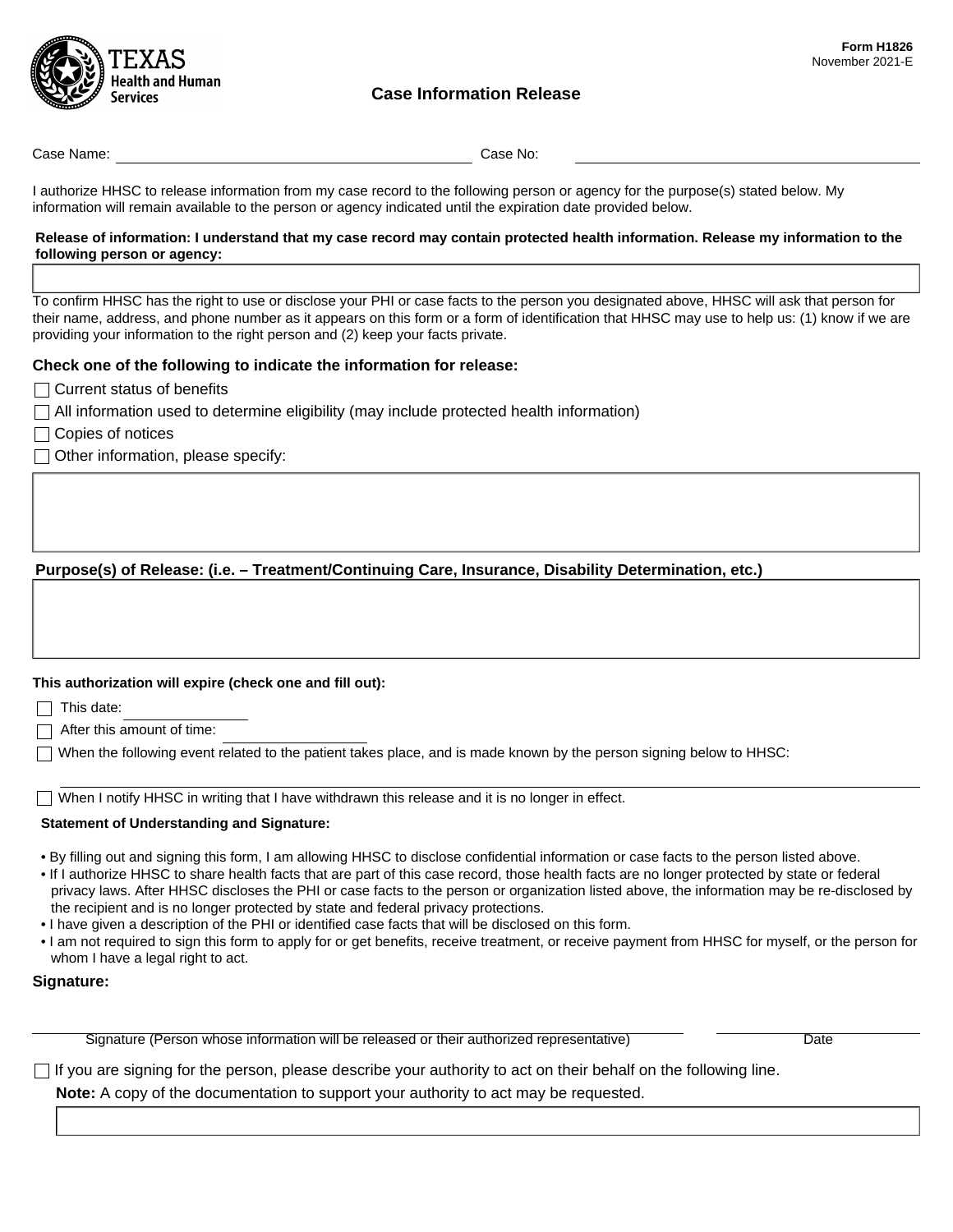Form H1826
November 2021-E

# Case Information Release

Case Name: ______________________ Case No: ______________________

I authorize HHSC to release information from my case record to the following person or agency for the purpose(s) stated below. My information will remain available to the person or agency indicated until the expiration date provided below.

**Release of information: I understand that my case record may contain protected health information. Release my information to the following person or agency:**

______________________

To confirm HHSC has the right to use or disclose your PHI or case facts to the person you designated above, HHSC will ask that person for their name, address, and phone number as it appears on this form or a form of identification that HHSC may use to help us: (1) know if we are providing your information to the right person and (2) keep your facts private.

**Check one of the following to indicate the information for release:**

- ☐ Current status of benefits
- ☐ All information used to determine eligibility (may include protected health information)
- ☐ Copies of notices
- ☐ Other information, please specify:

______________________

**Purpose(s) of Release: (i.e. – Treatment/Continuing Care, Insurance, Disability Determination, etc.)**

______________________

**This authorization will expire (check one and fill out):**

- ☐ This date: ______________
- ☐ After this amount of time: ______________
- ☐ When the following event related to the patient takes place, and is made known by the person signing below to HHSC:

______________________

- ☐ When I notify HHSC in writing that I have withdrawn this release and it is no longer in effect.

**Statement of Understanding and Signature:**

- By filling out and signing this form, I am allowing HHSC to disclose confidential information or case facts to the person listed above.
- If I authorize HHSC to share health facts that are part of this case record, those health facts are no longer protected by state or federal privacy laws. After HHSC discloses the PHI or case facts to the person or organization listed above, the information may be re-disclosed by the recipient and is no longer protected by state and federal privacy protections.
- I have given a description of the PHI or identified case facts that will be disclosed on this form.
- I am not required to sign this form to apply for or get benefits, receive treatment, or receive payment from HHSC for myself, or the person for whom I have a legal right to act.

**Signature:**

______________________ ______________
Signature (Person whose information will be released or their authorized representative) Date

☐ If you are signing for the person, please describe your authority to act on their behalf on the following line.

**Note:** A copy of the documentation to support your authority to act may be requested.

______________________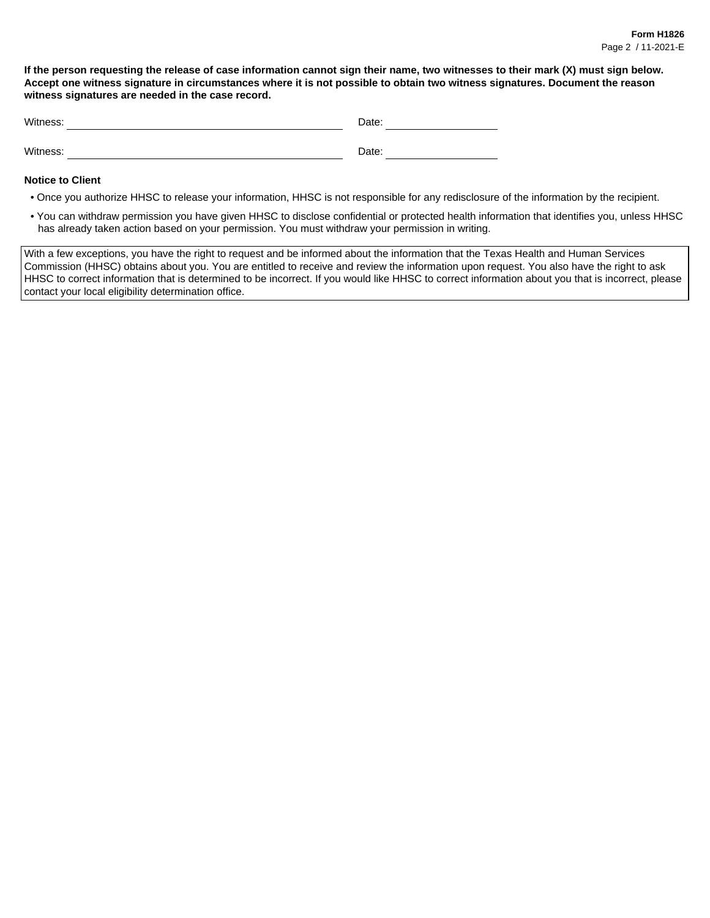**If the person requesting the release of case information cannot sign their name, two witnesses to their mark (X) must sign below. Accept one witness signature in circumstances where it is not possible to obtain two witness signatures. Document the reason witness signatures are needed in the case record.**

Witness: ______________________________ Date: ______________

Witness: ______________________________ Date: ______________

**Notice to Client**

- Once you authorize HHSC to release your information, HHSC is not responsible for any redisclosure of the information by the recipient.
- You can withdraw permission you have given HHSC to disclose confidential or protected health information that identifies you, unless HHSC has already taken action based on your permission. You must withdraw your permission in writing.

With a few exceptions, you have the right to request and be informed about the information that the Texas Health and Human Services Commission (HHSC) obtains about you. You are entitled to receive and review the information upon request. You also have the right to ask HHSC to correct information that is determined to be incorrect. If you would like HHSC to correct information about you that is incorrect, please contact your local eligibility determination office.